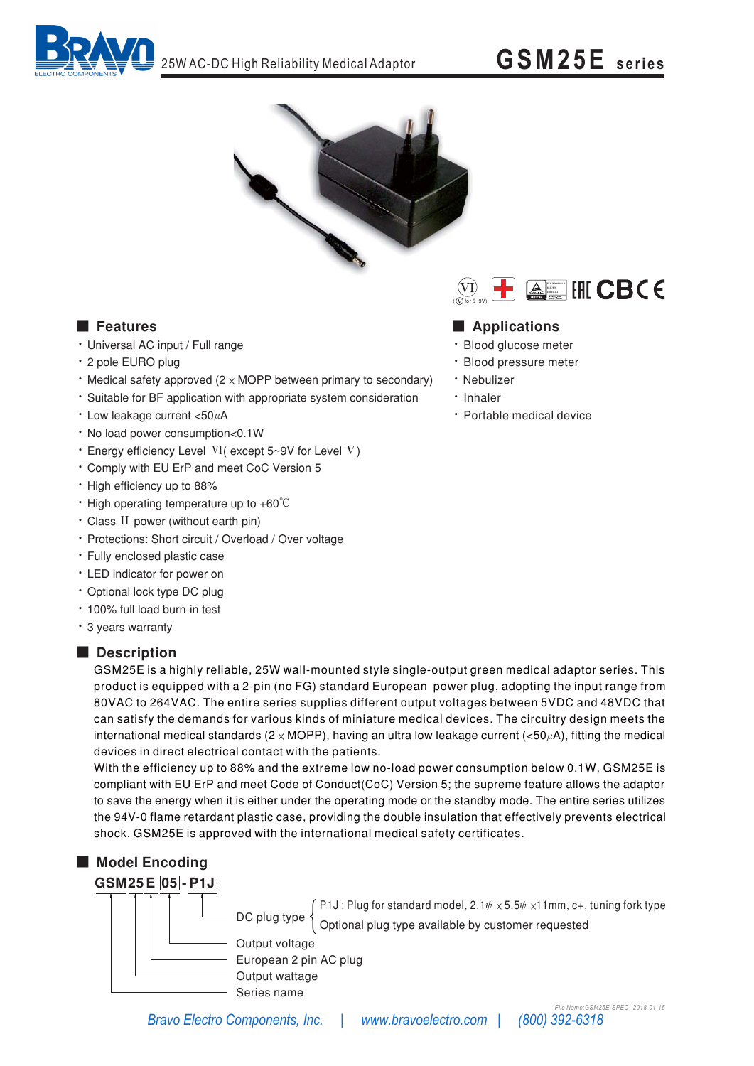# GSM25E series

25W AC-DC High Reliability Medical Adaptor

## Features

- Universal AC input / Full range
- 2 pole EURO plug
- Medical safety approved (2 × MOPP between primary to secondary)
- Suitable for BF application with appropriate system consideration
- Low leakage current <50μA
- No load power consumption<0.1W
- Energy efficiency Level VI( except 5~9V for Level V)
- Comply with EU ErP and meet CoC Version 5
- High efficiency up to 88%
- High operating temperature up to +60℃
- Class II power (without earth pin)
- Protections: Short circuit / Overload / Over voltage
- Fully enclosed plastic case
- LED indicator for power on
- Optional lock type DC plug
- 100% full load burn-in test
- 3 years warranty

## Applications

- Blood glucose meter
- Blood pressure meter
- Nebulizer
- Inhaler
- Portable medical device

## Description

GSM25E is a highly reliable, 25W wall-mounted style single-output green medical adaptor series. This product is equipped with a 2-pin (no FG) standard European power plug, adopting the input range from 80VAC to 264VAC. The entire series supplies different output voltages between 5VDC and 48VDC that can satisfy the demands for various kinds of miniature medical devices. The circuitry design meets the international medical standards (2 × MOPP), having an ultra low leakage current (<50μA), fitting the medical devices in direct electrical contact with the patients.

With the efficiency up to 88% and the extreme low no-load power consumption below 0.1W, GSM25E is compliant with EU ErP and meet Code of Conduct(CoC) Version 5; the supreme feature allows the adaptor to save the energy when it is either under the operating mode or the standby mode. The entire series utilizes the 94V-0 flame retardant plastic case, providing the double insulation that effectively prevents electrical shock. GSM25E is approved with the international medical safety certificates.

## Model Encoding

**GSM 25 E 05 - P1J**

- P1J → DC plug type
  - P1J : Plug for standard model, 2.1φ × 5.5φ ×11mm, c+, tuning fork type
  - Optional plug type available by customer requested
- 05 → Output voltage
- E → European 2 pin AC plug
- 25 → Output wattage
- GSM → Series name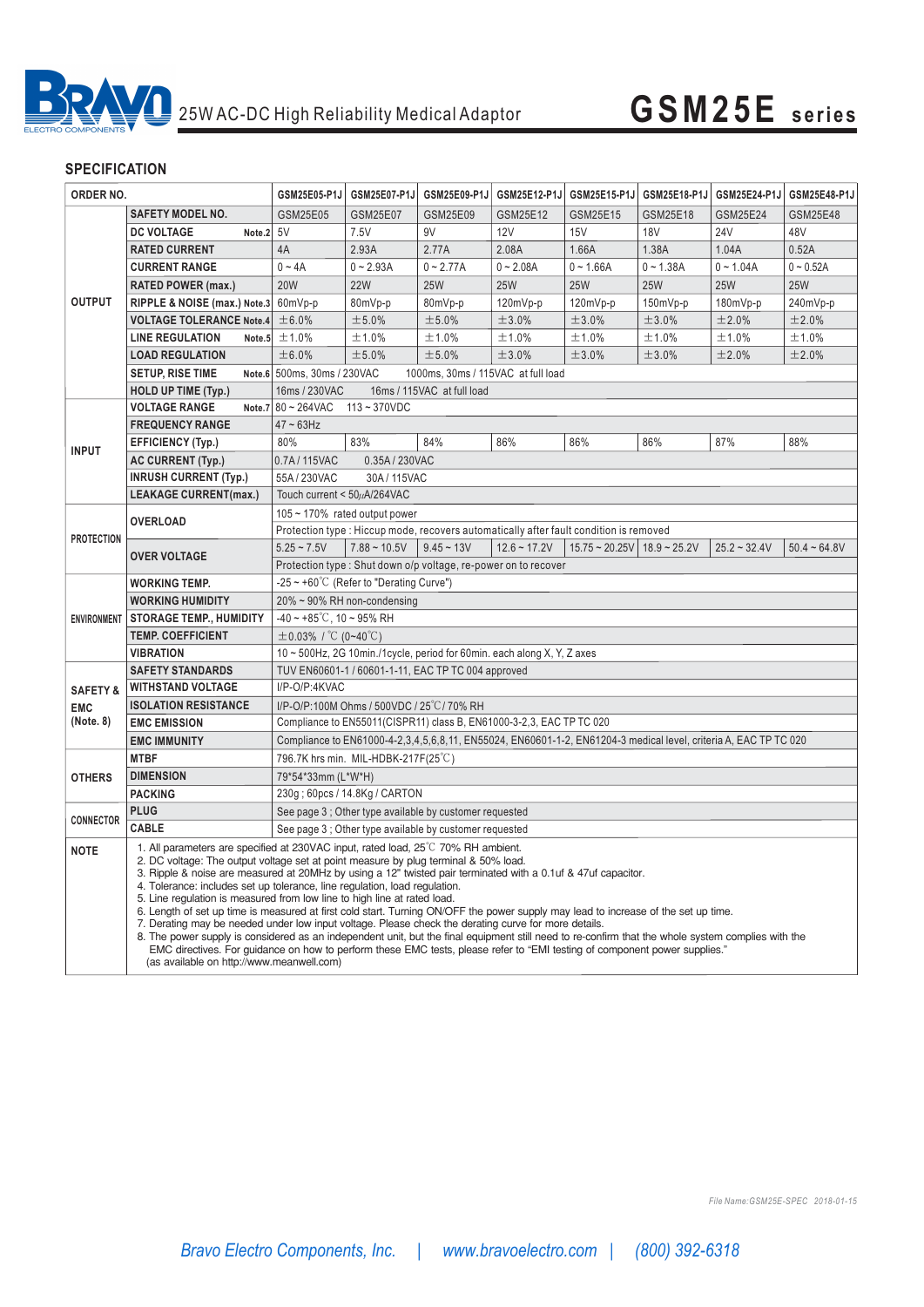# 25W AC-DC High Reliability Medical Adaptor

## GSM25E series

### SPECIFICATION

| ORDER NO. | | GSM25E05-P1J | GSM25E07-P1J | GSM25E09-P1J | GSM25E12-P1J | GSM25E15-P1J | GSM25E18-P1J | GSM25E24-P1J | GSM25E48-P1J |
|---|---|---|---|---|---|---|---|---|---|
| OUTPUT | SAFETY MODEL NO. | GSM25E05 | GSM25E07 | GSM25E09 | GSM25E12 | GSM25E15 | GSM25E18 | GSM25E24 | GSM25E48 |
| | DC VOLTAGE Note.2 | 5V | 7.5V | 9V | 12V | 15V | 18V | 24V | 48V |
| | RATED CURRENT | 4A | 2.93A | 2.77A | 2.08A | 1.66A | 1.38A | 1.04A | 0.52A |
| | CURRENT RANGE | 0 ~ 4A | 0 ~ 2.93A | 0 ~ 2.77A | 0 ~ 2.08A | 0 ~ 1.66A | 0 ~ 1.38A | 0 ~ 1.04A | 0 ~ 0.52A |
| | RATED POWER (max.) | 20W | 22W | 25W | 25W | 25W | 25W | 25W | 25W |
| | RIPPLE & NOISE (max.) Note.3 | 60mVp-p | 80mVp-p | 80mVp-p | 120mVp-p | 120mVp-p | 150mVp-p | 180mVp-p | 240mVp-p |
| | VOLTAGE TOLERANCE Note.4 | ±6.0% | ±5.0% | ±5.0% | ±3.0% | ±3.0% | ±3.0% | ±2.0% | ±2.0% |
| | LINE REGULATION Note.5 | ±1.0% | ±1.0% | ±1.0% | ±1.0% | ±1.0% | ±1.0% | ±1.0% | ±1.0% |
| | LOAD REGULATION | ±6.0% | ±5.0% | ±5.0% | ±3.0% | ±3.0% | ±3.0% | ±2.0% | ±2.0% |
| | SETUP, RISE TIME Note.6 | 500ms, 30ms / 230VAC    1000ms, 30ms / 115VAC at full load | | | | | | | |
| | HOLD UP TIME (Typ.) | 16ms / 230VAC    16ms / 115VAC at full load | | | | | | | |
| INPUT | VOLTAGE RANGE Note.7 | 80 ~ 264VAC    113 ~ 370VDC | | | | | | | |
| | FREQUENCY RANGE | 47 ~ 63Hz | | | | | | | |
| | EFFICIENCY (Typ.) | 80% | 83% | 84% | 86% | 86% | 86% | 87% | 88% |
| | AC CURRENT (Typ.) | 0.7A / 115VAC    0.35A / 230VAC | | | | | | | |
| | INRUSH CURRENT (Typ.) | 55A / 230VAC    30A / 115VAC | | | | | | | |
| | LEAKAGE CURRENT(max.) | Touch current < 50μA/264VAC | | | | | | | |
| PROTECTION | OVERLOAD | 105 ~ 170% rated output power | | | | | | | |
| | | Protection type : Hiccup mode, recovers automatically after fault condition is removed | | | | | | | |
| | OVER VOLTAGE | 5.25 ~ 7.5V | 7.88 ~ 10.5V | 9.45 ~ 13V | 12.6 ~ 17.2V | 15.75 ~ 20.25V | 18.9 ~ 25.2V | 25.2 ~ 32.4V | 50.4 ~ 64.8V |
| | | Protection type : Shut down o/p voltage, re-power on to recover | | | | | | | |
| ENVIRONMENT | WORKING TEMP. | -25 ~ +60℃ (Refer to "Derating Curve") | | | | | | | |
| | WORKING HUMIDITY | 20% ~ 90% RH non-condensing | | | | | | | |
| | STORAGE TEMP., HUMIDITY | -40 ~ +85℃, 10 ~ 95% RH | | | | | | | |
| | TEMP. COEFFICIENT | ±0.03% / ℃ (0~40℃) | | | | | | | |
| | VIBRATION | 10 ~ 500Hz, 2G 10min./1cycle, period for 60min. each along X, Y, Z axes | | | | | | | |
| SAFETY & EMC (Note. 8) | SAFETY STANDARDS | TUV EN60601-1 / 60601-1-11, EAC TP TC 004 approved | | | | | | | |
| | WITHSTAND VOLTAGE | I/P-O/P:4KVAC | | | | | | | |
| | ISOLATION RESISTANCE | I/P-O/P:100M Ohms / 500VDC / 25℃/ 70% RH | | | | | | | |
| | EMC EMISSION | Compliance to EN55011(CISPR11) class B, EN61000-3-2,3, EAC TP TC 020 | | | | | | | |
| | EMC IMMUNITY | Compliance to EN61000-4-2,3,4,5,6,8,11, EN55024, EN60601-1-2, EN61204-3 medical level, criteria A, EAC TP TC 020 | | | | | | | |
| OTHERS | MTBF | 796.7K hrs min. MIL-HDBK-217F(25℃) | | | | | | | |
| | DIMENSION | 79*54*33mm (L*W*H) | | | | | | | |
| | PACKING | 230g ; 60pcs / 14.8Kg / CARTON | | | | | | | |
| CONNECTOR | PLUG | See page 3 ; Other type available by customer requested | | | | | | | |
| | CABLE | See page 3 ; Other type available by customer requested | | | | | | | |

**NOTE**

1. All parameters are specified at 230VAC input, rated load, 25℃ 70% RH ambient.
2. DC voltage: The output voltage set at point measure by plug terminal & 50% load.
3. Ripple & noise are measured at 20MHz by using a 12" twisted pair terminated with a 0.1uf & 47uf capacitor.
4. Tolerance: includes set up tolerance, line regulation, load regulation.
5. Line regulation is measured from low line to high line at rated load.
6. Length of set up time is measured at first cold start. Turning ON/OFF the power supply may lead to increase of the set up time.
7. Derating may be needed under low input voltage. Please check the derating curve for more details.
8. The power supply is considered as an independent unit, but the final equipment still need to re-confirm that the whole system complies with the EMC directives. For guidance on how to perform these EMC tests, please refer to "EMI testing of component power supplies." (as available on http://www.meanwell.com)

*File Name:GSM25E-SPEC 2018-01-15*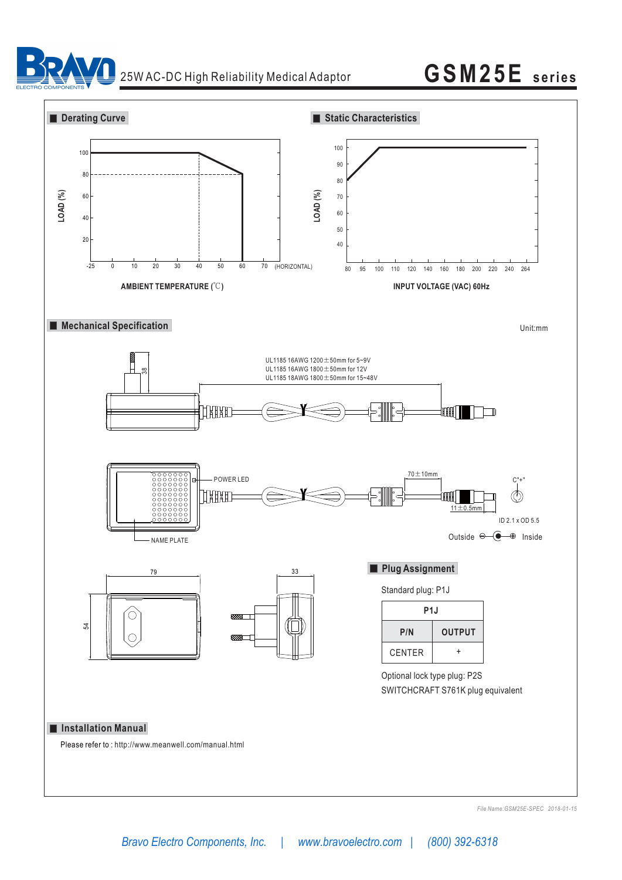25W AC-DC High Reliability Medical Adaptor

# GSM25E series

## Derating Curve

LOAD (%)

100
80
60
40
20

-25 0 10 20 30 40 50 60 70 (HORIZONTAL)

AMBIENT TEMPERATURE (℃)

## Static Characteristics

LOAD (%)

100
90
80
70
60
50
40

80 95 100 110 120 140 160 180 200 220 240 264

INPUT VOLTAGE (VAC) 60Hz

## Mechanical Specification

Unit:mm

38

UL1185 16AWG 1200±50mm for 5~9V
UL1185 16AWG 1800±50mm for 12V
UL1185 18AWG 1800±50mm for 15~48V

POWER LED

70±10mm

11±0.5mm

C"+"

ID 2.1 x OD 5.5

NAME PLATE

Outside ⊖—●—⊕ Inside

79

54

33

## Plug Assignment

Standard plug: P1J

| P1J | |
|---|---|
| P/N | OUTPUT |
| CENTER | + |

Optional lock type plug: P2S
SWITCHCRAFT S761K plug equivalent

## Installation Manual

Please refer to : http://www.meanwell.com/manual.html

File Name:GSM25E-SPEC 2018-01-15

*Bravo Electro Components, Inc. | www.bravoelectro.com | (800) 392-6318*